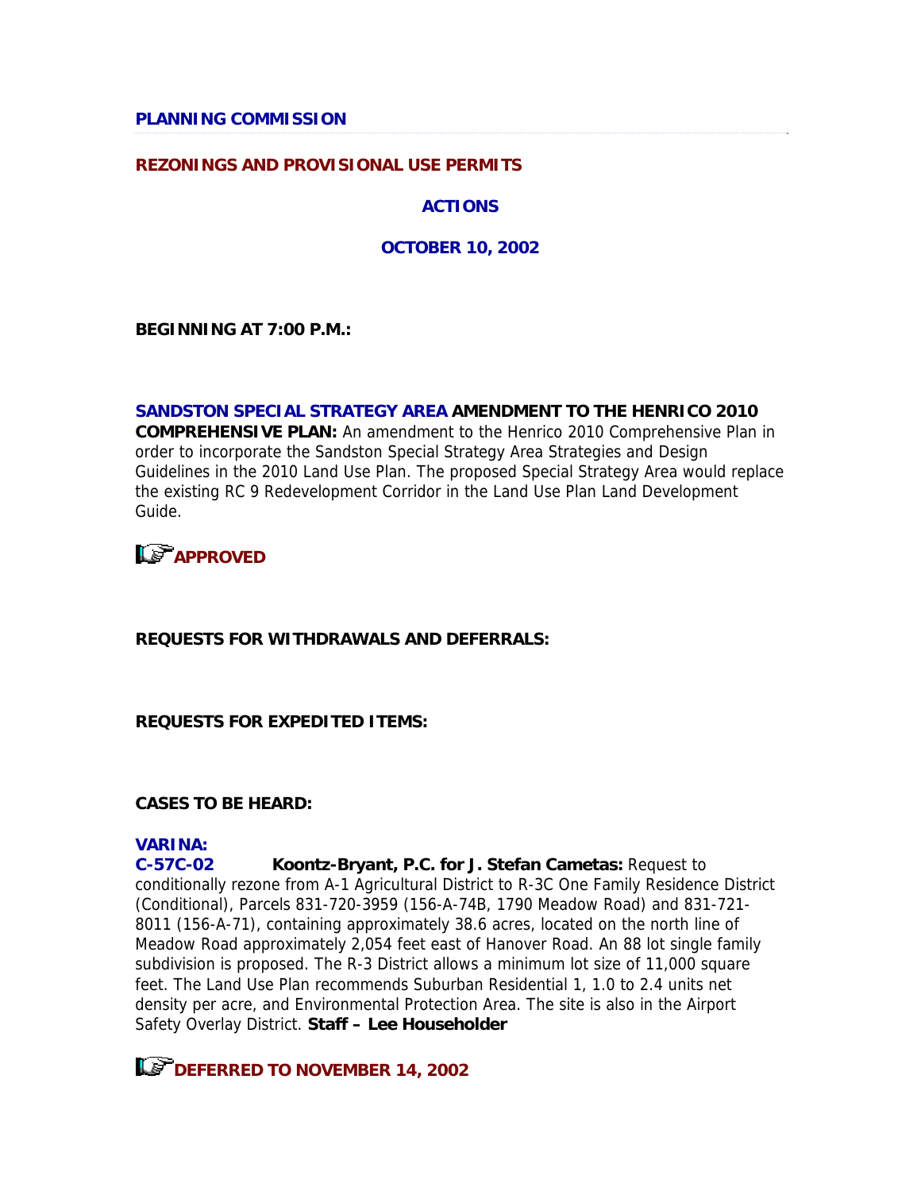**PLANNING COMMISSION**

**REZONINGS AND PROVISIONAL USE PERMITS**

**ACTIONS**

**OCTOBER 10, 2002**

**BEGINNING AT 7:00 P.M.:**

**SANDSTON SPECIAL STRATEGY AREA AMENDMENT TO THE HENRICO 2010 COMPREHENSIVE PLAN:** An amendment to the Henrico 2010 Comprehensive Plan in order to incorporate the Sandston Special Strategy Area Strategies and Design Guidelines in the 2010 Land Use Plan. The proposed Special Strategy Area would replace the existing RC 9 Redevelopment Corridor in the Land Use Plan Land Development Guide.

**APPROVED**

**REQUESTS FOR WITHDRAWALS AND DEFERRALS:**

**REQUESTS FOR EXPEDITED ITEMS:**

**CASES TO BE HEARD:**

**VARINA:**

**C-57C-02** **Koontz-Bryant, P.C. for J. Stefan Cametas:** Request to conditionally rezone from A-1 Agricultural District to R-3C One Family Residence District (Conditional), Parcels 831-720-3959 (156-A-74B, 1790 Meadow Road) and 831-721-8011 (156-A-71), containing approximately 38.6 acres, located on the north line of Meadow Road approximately 2,054 feet east of Hanover Road. An 88 lot single family subdivision is proposed. The R-3 District allows a minimum lot size of 11,000 square feet. The Land Use Plan recommends Suburban Residential 1, 1.0 to 2.4 units net density per acre, and Environmental Protection Area. The site is also in the Airport Safety Overlay District. **Staff – Lee Householder**

**DEFERRED TO NOVEMBER 14, 2002**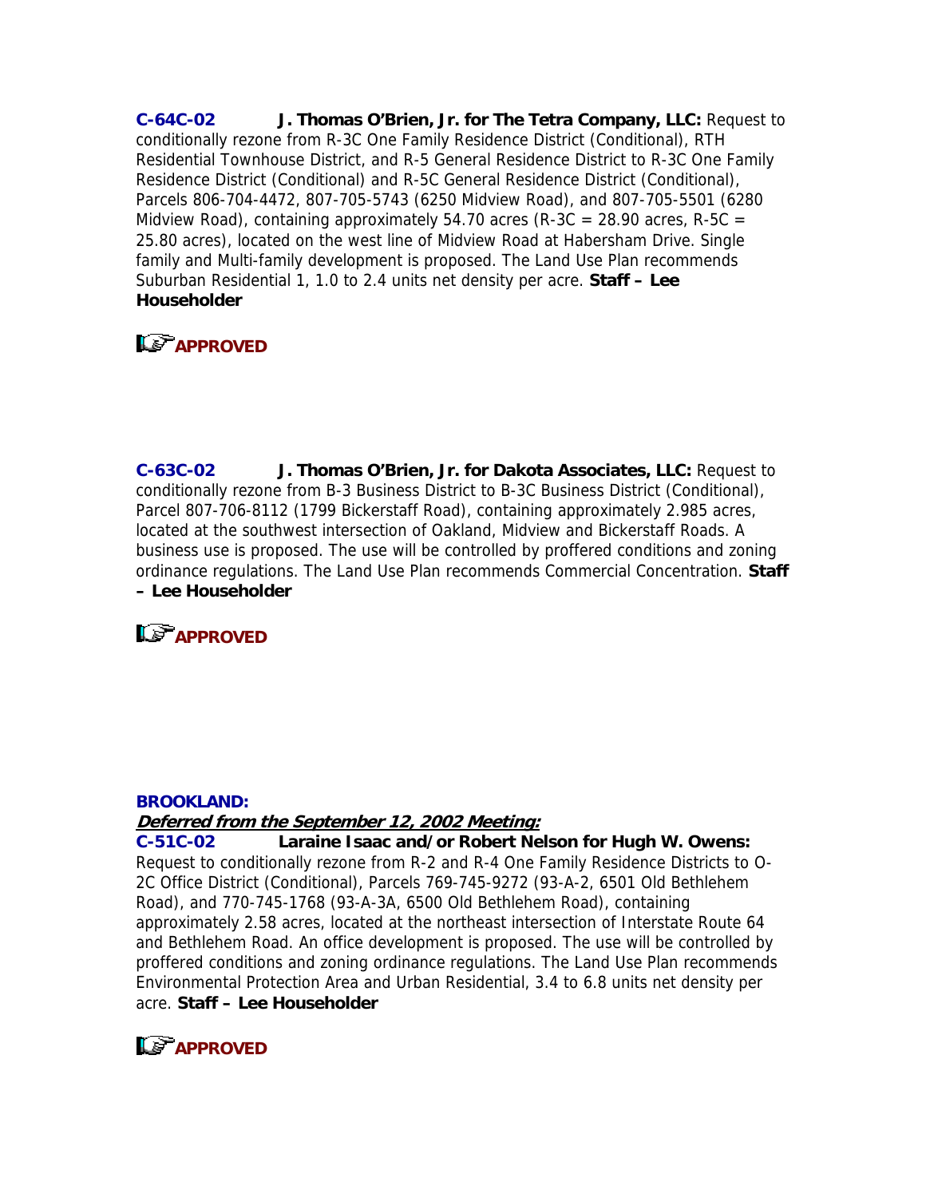**C-64C-02** **J. Thomas O'Brien, Jr. for The Tetra Company, LLC:** Request to conditionally rezone from R-3C One Family Residence District (Conditional), RTH Residential Townhouse District, and R-5 General Residence District to R-3C One Family Residence District (Conditional) and R-5C General Residence District (Conditional), Parcels 806-704-4472, 807-705-5743 (6250 Midview Road), and 807-705-5501 (6280 Midview Road), containing approximately 54.70 acres (R-3C = 28.90 acres, R-5C = 25.80 acres), located on the west line of Midview Road at Habersham Drive. Single family and Multi-family development is proposed. The Land Use Plan recommends Suburban Residential 1, 1.0 to 2.4 units net density per acre. **Staff – Lee Householder**

**APPROVED**

**C-63C-02** **J. Thomas O'Brien, Jr. for Dakota Associates, LLC:** Request to conditionally rezone from B-3 Business District to B-3C Business District (Conditional), Parcel 807-706-8112 (1799 Bickerstaff Road), containing approximately 2.985 acres, located at the southwest intersection of Oakland, Midview and Bickerstaff Roads. A business use is proposed. The use will be controlled by proffered conditions and zoning ordinance regulations. The Land Use Plan recommends Commercial Concentration. **Staff – Lee Householder**

**APPROVED**

**BROOKLAND:**

***Deferred from the September 12, 2002 Meeting:***

**C-51C-02** **Laraine Isaac and/or Robert Nelson for Hugh W. Owens:** Request to conditionally rezone from R-2 and R-4 One Family Residence Districts to O-2C Office District (Conditional), Parcels 769-745-9272 (93-A-2, 6501 Old Bethlehem Road), and 770-745-1768 (93-A-3A, 6500 Old Bethlehem Road), containing approximately 2.58 acres, located at the northeast intersection of Interstate Route 64 and Bethlehem Road. An office development is proposed. The use will be controlled by proffered conditions and zoning ordinance regulations. The Land Use Plan recommends Environmental Protection Area and Urban Residential, 3.4 to 6.8 units net density per acre. **Staff – Lee Householder**

**APPROVED**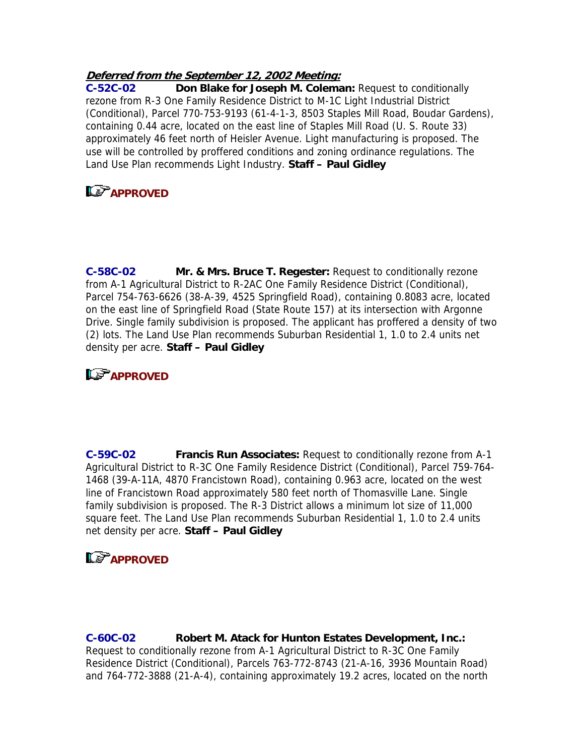***Deferred from the September 12, 2002 Meeting:***

**C-52C-02** **Don Blake for Joseph M. Coleman:** Request to conditionally rezone from R-3 One Family Residence District to M-1C Light Industrial District (Conditional), Parcel 770-753-9193 (61-4-1-3, 8503 Staples Mill Road, Boudar Gardens), containing 0.44 acre, located on the east line of Staples Mill Road (U. S. Route 33) approximately 46 feet north of Heisler Avenue. Light manufacturing is proposed. The use will be controlled by proffered conditions and zoning ordinance regulations. The Land Use Plan recommends Light Industry. **Staff – Paul Gidley**

**APPROVED**

**C-58C-02** **Mr. & Mrs. Bruce T. Regester:** Request to conditionally rezone from A-1 Agricultural District to R-2AC One Family Residence District (Conditional), Parcel 754-763-6626 (38-A-39, 4525 Springfield Road), containing 0.8083 acre, located on the east line of Springfield Road (State Route 157) at its intersection with Argonne Drive. Single family subdivision is proposed. The applicant has proffered a density of two (2) lots. The Land Use Plan recommends Suburban Residential 1, 1.0 to 2.4 units net density per acre. **Staff – Paul Gidley**

**APPROVED**

**C-59C-02** **Francis Run Associates:** Request to conditionally rezone from A-1 Agricultural District to R-3C One Family Residence District (Conditional), Parcel 759-764-1468 (39-A-11A, 4870 Francistown Road), containing 0.963 acre, located on the west line of Francistown Road approximately 580 feet north of Thomasville Lane. Single family subdivision is proposed. The R-3 District allows a minimum lot size of 11,000 square feet. The Land Use Plan recommends Suburban Residential 1, 1.0 to 2.4 units net density per acre. **Staff – Paul Gidley**

**APPROVED**

**C-60C-02** **Robert M. Atack for Hunton Estates Development, Inc.:** Request to conditionally rezone from A-1 Agricultural District to R-3C One Family Residence District (Conditional), Parcels 763-772-8743 (21-A-16, 3936 Mountain Road) and 764-772-3888 (21-A-4), containing approximately 19.2 acres, located on the north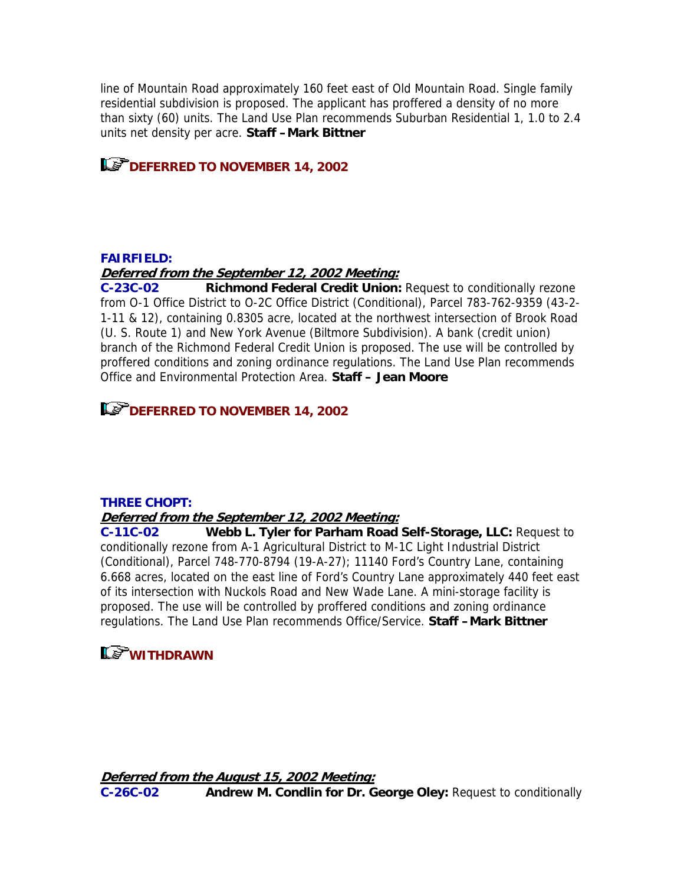line of Mountain Road approximately 160 feet east of Old Mountain Road. Single family residential subdivision is proposed. The applicant has proffered a density of no more than sixty (60) units. The Land Use Plan recommends Suburban Residential 1, 1.0 to 2.4 units net density per acre. **Staff – Mark Bittner**

**DEFERRED TO NOVEMBER 14, 2002**

**FAIRFIELD:**

***Deferred from the September 12, 2002 Meeting:***

**C-23C-02** **Richmond Federal Credit Union:** Request to conditionally rezone from O-1 Office District to O-2C Office District (Conditional), Parcel 783-762-9359 (43-2-1-11 & 12), containing 0.8305 acre, located at the northwest intersection of Brook Road (U. S. Route 1) and New York Avenue (Biltmore Subdivision). A bank (credit union) branch of the Richmond Federal Credit Union is proposed. The use will be controlled by proffered conditions and zoning ordinance regulations. The Land Use Plan recommends Office and Environmental Protection Area. **Staff – Jean Moore**

**DEFERRED TO NOVEMBER 14, 2002**

**THREE CHOPT:**

***Deferred from the September 12, 2002 Meeting:***

**C-11C-02** **Webb L. Tyler for Parham Road Self-Storage, LLC:** Request to conditionally rezone from A-1 Agricultural District to M-1C Light Industrial District (Conditional), Parcel 748-770-8794 (19-A-27); 11140 Ford's Country Lane, containing 6.668 acres, located on the east line of Ford's Country Lane approximately 440 feet east of its intersection with Nuckols Road and New Wade Lane. A mini-storage facility is proposed. The use will be controlled by proffered conditions and zoning ordinance regulations. The Land Use Plan recommends Office/Service. **Staff – Mark Bittner**

**WITHDRAWN**

***Deferred from the August 15, 2002 Meeting:***

**C-26C-02** **Andrew M. Condlin for Dr. George Oley:** Request to conditionally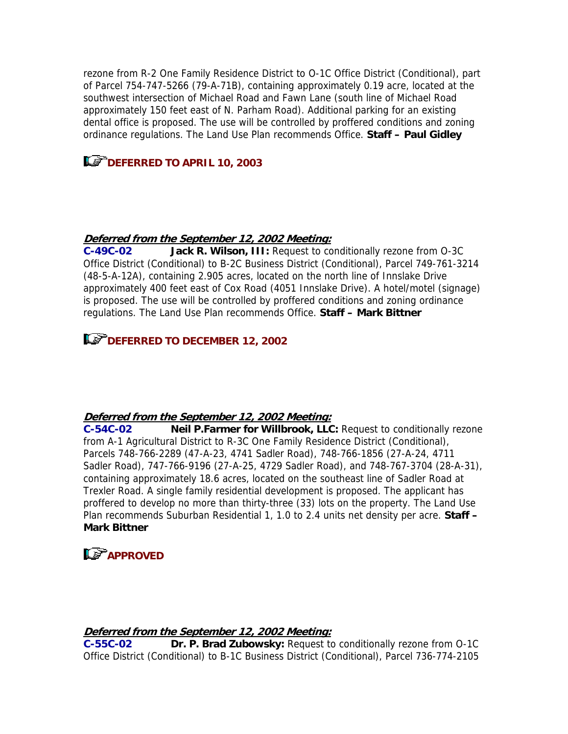rezone from R-2 One Family Residence District to O-1C Office District (Conditional), part of Parcel 754-747-5266 (79-A-71B), containing approximately 0.19 acre, located at the southwest intersection of Michael Road and Fawn Lane (south line of Michael Road approximately 150 feet east of N. Parham Road). Additional parking for an existing dental office is proposed. The use will be controlled by proffered conditions and zoning ordinance regulations. The Land Use Plan recommends Office. **Staff – Paul Gidley**

**DEFERRED TO APRIL 10, 2003**

***Deferred from the September 12, 2002 Meeting:***

**C-49C-02** **Jack R. Wilson, III:** Request to conditionally rezone from O-3C Office District (Conditional) to B-2C Business District (Conditional), Parcel 749-761-3214 (48-5-A-12A), containing 2.905 acres, located on the north line of Innslake Drive approximately 400 feet east of Cox Road (4051 Innslake Drive). A hotel/motel (signage) is proposed. The use will be controlled by proffered conditions and zoning ordinance regulations. The Land Use Plan recommends Office. **Staff – Mark Bittner**

**DEFERRED TO DECEMBER 12, 2002**

***Deferred from the September 12, 2002 Meeting:***

**C-54C-02** **Neil P.Farmer for Willbrook, LLC:** Request to conditionally rezone from A-1 Agricultural District to R-3C One Family Residence District (Conditional), Parcels 748-766-2289 (47-A-23, 4741 Sadler Road), 748-766-1856 (27-A-24, 4711 Sadler Road), 747-766-9196 (27-A-25, 4729 Sadler Road), and 748-767-3704 (28-A-31), containing approximately 18.6 acres, located on the southeast line of Sadler Road at Trexler Road. A single family residential development is proposed. The applicant has proffered to develop no more than thirty-three (33) lots on the property. The Land Use Plan recommends Suburban Residential 1, 1.0 to 2.4 units net density per acre. **Staff – Mark Bittner**

**APPROVED**

***Deferred from the September 12, 2002 Meeting:***

**C-55C-02** **Dr. P. Brad Zubowsky:** Request to conditionally rezone from O-1C Office District (Conditional) to B-1C Business District (Conditional), Parcel 736-774-2105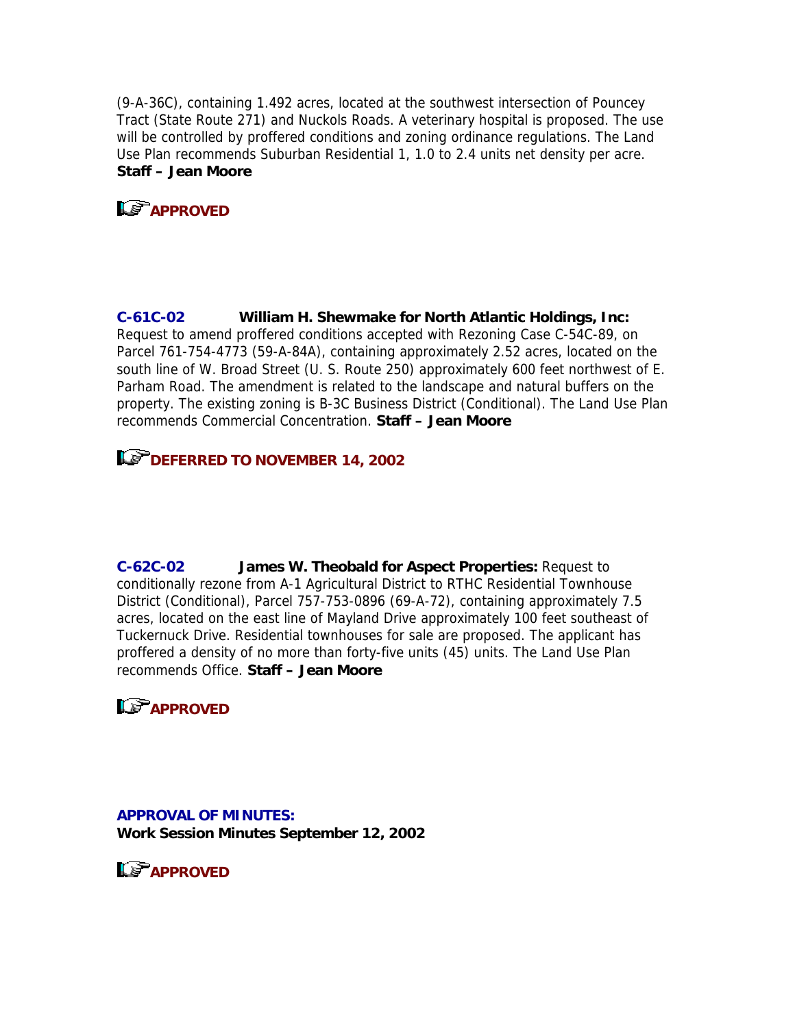(9-A-36C), containing 1.492 acres, located at the southwest intersection of Pouncey Tract (State Route 271) and Nuckols Roads. A veterinary hospital is proposed. The use will be controlled by proffered conditions and zoning ordinance regulations. The Land Use Plan recommends Suburban Residential 1, 1.0 to 2.4 units net density per acre. **Staff – Jean Moore**

**APPROVED**

**C-61C-02** **William H. Shewmake for North Atlantic Holdings, Inc:** Request to amend proffered conditions accepted with Rezoning Case C-54C-89, on Parcel 761-754-4773 (59-A-84A), containing approximately 2.52 acres, located on the south line of W. Broad Street (U. S. Route 250) approximately 600 feet northwest of E. Parham Road. The amendment is related to the landscape and natural buffers on the property. The existing zoning is B-3C Business District (Conditional). The Land Use Plan recommends Commercial Concentration. **Staff – Jean Moore**

**DEFERRED TO NOVEMBER 14, 2002**

**C-62C-02** **James W. Theobald for Aspect Properties:** Request to conditionally rezone from A-1 Agricultural District to RTHC Residential Townhouse District (Conditional), Parcel 757-753-0896 (69-A-72), containing approximately 7.5 acres, located on the east line of Mayland Drive approximately 100 feet southeast of Tuckernuck Drive. Residential townhouses for sale are proposed. The applicant has proffered a density of no more than forty-five units (45) units. The Land Use Plan recommends Office. **Staff – Jean Moore**

**APPROVED**

**APPROVAL OF MINUTES:**
**Work Session Minutes September 12, 2002**

**APPROVED**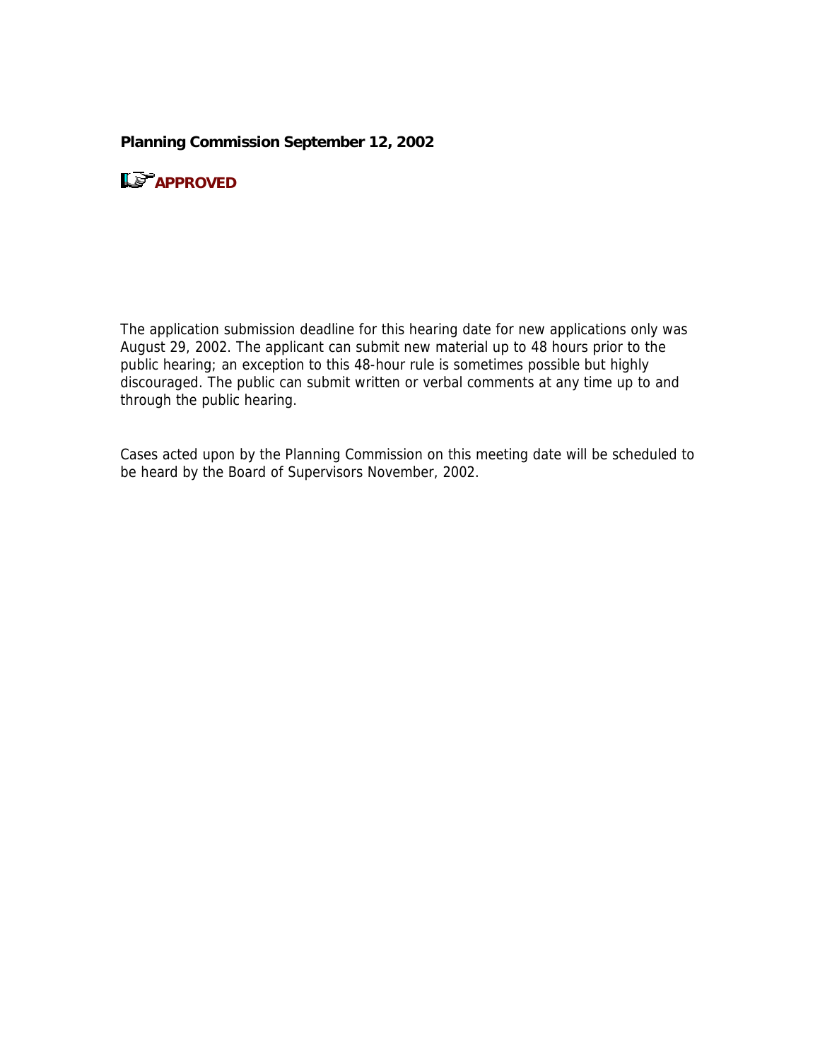**Planning Commission September 12, 2002**

**APPROVED**

The application submission deadline for this hearing date for new applications only was August 29, 2002. The applicant can submit new material up to 48 hours prior to the public hearing; an exception to this 48-hour rule is sometimes possible but highly discouraged. The public can submit written or verbal comments at any time up to and through the public hearing.

Cases acted upon by the Planning Commission on this meeting date will be scheduled to be heard by the Board of Supervisors November, 2002.